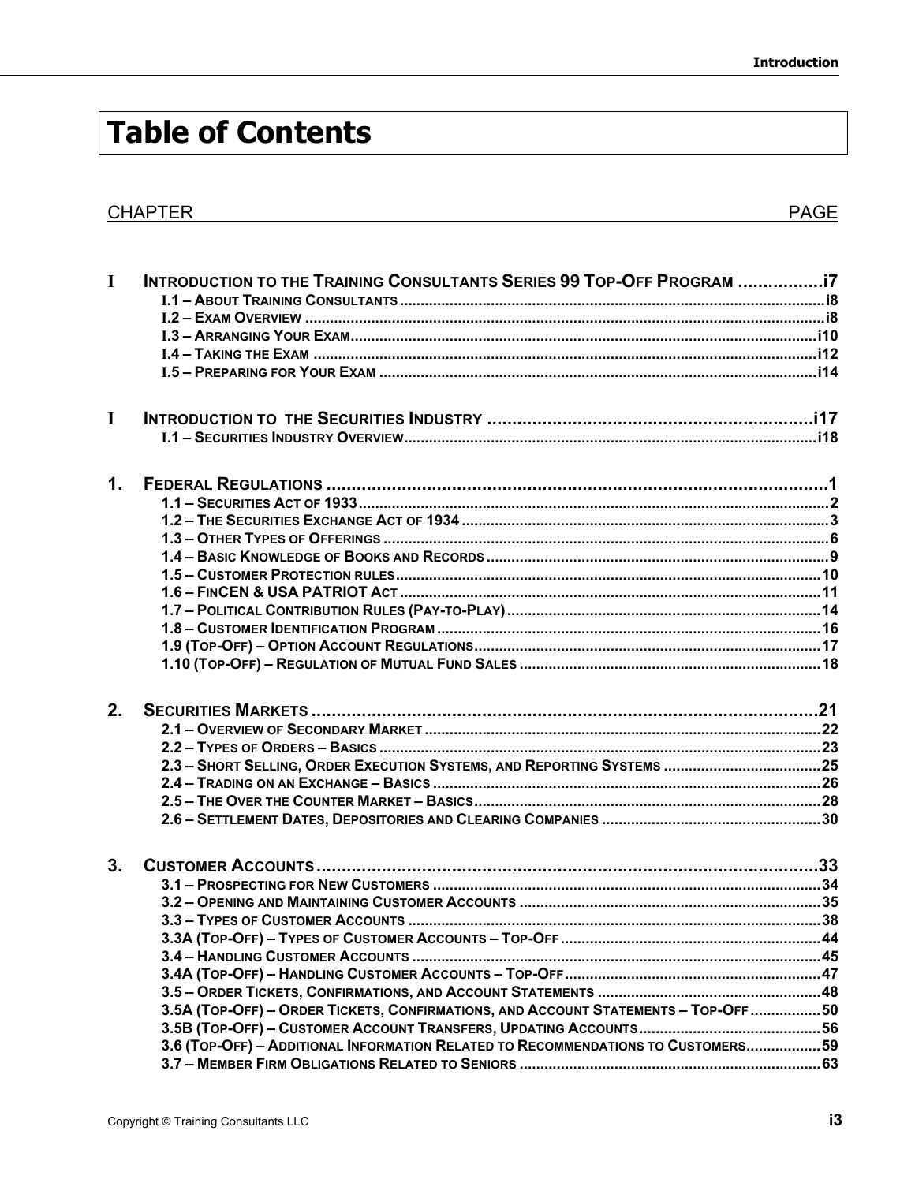# Table of Contents

| CHAPTER | | PAGE |
|---|---|---|
| **I** | **INTRODUCTION TO THE TRAINING CONSULTANTS SERIES 99 TOP-OFF PROGRAM** | **i7** |
| | I.1 – ABOUT TRAINING CONSULTANTS | i8 |
| | I.2 – EXAM OVERVIEW | i8 |
| | I.3 – ARRANGING YOUR EXAM | i10 |
| | I.4 – TAKING THE EXAM | i12 |
| | I.5 – PREPARING FOR YOUR EXAM | i14 |
| **I** | **INTRODUCTION TO THE SECURITIES INDUSTRY** | **i17** |
| | I.1 – SECURITIES INDUSTRY OVERVIEW | i18 |
| **1.** | **FEDERAL REGULATIONS** | **1** |
| | 1.1 – SECURITIES ACT OF 1933 | 2 |
| | 1.2 – THE SECURITIES EXCHANGE ACT OF 1934 | 3 |
| | 1.3 – OTHER TYPES OF OFFERINGS | 6 |
| | 1.4 – BASIC KNOWLEDGE OF BOOKS AND RECORDS | 9 |
| | 1.5 – CUSTOMER PROTECTION RULES | 10 |
| | 1.6 – FINCEN & USA PATRIOT ACT | 11 |
| | 1.7 – POLITICAL CONTRIBUTION RULES (PAY-TO-PLAY) | 14 |
| | 1.8 – CUSTOMER IDENTIFICATION PROGRAM | 16 |
| | 1.9 (TOP-OFF) – OPTION ACCOUNT REGULATIONS | 17 |
| | 1.10 (TOP-OFF) – REGULATION OF MUTUAL FUND SALES | 18 |
| **2.** | **SECURITIES MARKETS** | **21** |
| | 2.1 – OVERVIEW OF SECONDARY MARKET | 22 |
| | 2.2 – TYPES OF ORDERS – BASICS | 23 |
| | 2.3 – SHORT SELLING, ORDER EXECUTION SYSTEMS, AND REPORTING SYSTEMS | 25 |
| | 2.4 – TRADING ON AN EXCHANGE – BASICS | 26 |
| | 2.5 – THE OVER THE COUNTER MARKET – BASICS | 28 |
| | 2.6 – SETTLEMENT DATES, DEPOSITORIES AND CLEARING COMPANIES | 30 |
| **3.** | **CUSTOMER ACCOUNTS** | **33** |
| | 3.1 – PROSPECTING FOR NEW CUSTOMERS | 34 |
| | 3.2 – OPENING AND MAINTAINING CUSTOMER ACCOUNTS | 35 |
| | 3.3 – TYPES OF CUSTOMER ACCOUNTS | 38 |
| | 3.3A (TOP-OFF) – TYPES OF CUSTOMER ACCOUNTS – TOP-OFF | 44 |
| | 3.4 – HANDLING CUSTOMER ACCOUNTS | 45 |
| | 3.4A (TOP-OFF) – HANDLING CUSTOMER ACCOUNTS – TOP-OFF | 47 |
| | 3.5 – ORDER TICKETS, CONFIRMATIONS, AND ACCOUNT STATEMENTS | 48 |
| | 3.5A (TOP-OFF) – ORDER TICKETS, CONFIRMATIONS, AND ACCOUNT STATEMENTS – TOP-OFF | 50 |
| | 3.5B (TOP-OFF) – CUSTOMER ACCOUNT TRANSFERS, UPDATING ACCOUNTS | 56 |
| | 3.6 (TOP-OFF) – ADDITIONAL INFORMATION RELATED TO RECOMMENDATIONS TO CUSTOMERS | 59 |
| | 3.7 – MEMBER FIRM OBLIGATIONS RELATED TO SENIORS | 63 |

Copyright © Training Consultants LLC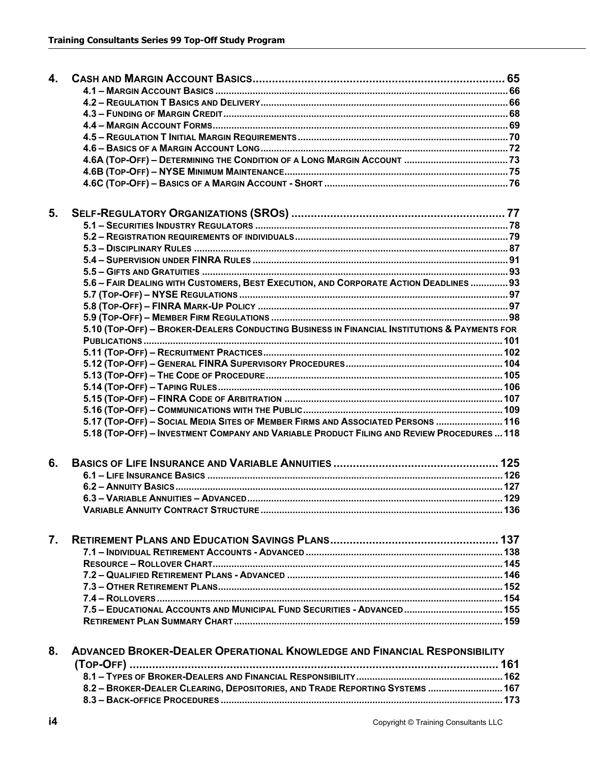**4. CASH AND MARGIN ACCOUNT BASICS .......... 65**

- 4.1 – MARGIN ACCOUNT BASICS .......... 66
- 4.2 – REGULATION T BASICS AND DELIVERY .......... 66
- 4.3 – FUNDING OF MARGIN CREDIT .......... 68
- 4.4 – MARGIN ACCOUNT FORMS .......... 69
- 4.5 – REGULATION T INITIAL MARGIN REQUIREMENTS .......... 70
- 4.6 – BASICS OF A MARGIN ACCOUNT LONG .......... 72
- 4.6A (TOP-OFF) – DETERMINING THE CONDITION OF A LONG MARGIN ACCOUNT .......... 73
- 4.6B (TOP-OFF) – NYSE MINIMUM MAINTENANCE .......... 75
- 4.6C (TOP-OFF) – BASICS OF A MARGIN ACCOUNT - SHORT .......... 76

**5. SELF-REGULATORY ORGANIZATIONS (SROS) .......... 77**

- 5.1 – SECURITIES INDUSTRY REGULATORS .......... 78
- 5.2 – REGISTRATION REQUIREMENTS OF INDIVIDUALS .......... 79
- 5.3 – DISCIPLINARY RULES .......... 87
- 5.4 – SUPERVISION UNDER FINRA RULES .......... 91
- 5.5 – GIFTS AND GRATUITIES .......... 93
- 5.6 – FAIR DEALING WITH CUSTOMERS, BEST EXECUTION, AND CORPORATE ACTION DEADLINES .......... 93
- 5.7 (TOP-OFF) – NYSE REGULATIONS .......... 97
- 5.8 (TOP-OFF) – FINRA MARK-UP POLICY .......... 97
- 5.9 (TOP-OFF) – MEMBER FIRM REGULATIONS .......... 98
- 5.10 (TOP-OFF) – BROKER-DEALERS CONDUCTING BUSINESS IN FINANCIAL INSTITUTIONS & PAYMENTS FOR PUBLICATIONS .......... 101
- 5.11 (TOP-OFF) – RECRUITMENT PRACTICES .......... 102
- 5.12 (TOP-OFF) – GENERAL FINRA SUPERVISORY PROCEDURES .......... 104
- 5.13 (TOP-OFF) – THE CODE OF PROCEDURE .......... 105
- 5.14 (TOP-OFF) – TAPING RULES .......... 106
- 5.15 (TOP-OFF) – FINRA CODE OF ARBITRATION .......... 107
- 5.16 (TOP-OFF) – COMMUNICATIONS WITH THE PUBLIC .......... 109
- 5.17 (TOP-OFF) – SOCIAL MEDIA SITES OF MEMBER FIRMS AND ASSOCIATED PERSONS .......... 116
- 5.18 (TOP-OFF) – INVESTMENT COMPANY AND VARIABLE PRODUCT FILING AND REVIEW PROCEDURES .......... 118

**6. BASICS OF LIFE INSURANCE AND VARIABLE ANNUITIES .......... 125**

- 6.1 – LIFE INSURANCE BASICS .......... 126
- 6.2 – ANNUITY BASICS .......... 127
- 6.3 – VARIABLE ANNUITIES – ADVANCED .......... 129
- VARIABLE ANNUITY CONTRACT STRUCTURE .......... 136

**7. RETIREMENT PLANS AND EDUCATION SAVINGS PLANS .......... 137**

- 7.1 – INDIVIDUAL RETIREMENT ACCOUNTS - ADVANCED .......... 138
- RESOURCE – ROLLOVER CHART .......... 145
- 7.2 – QUALIFIED RETIREMENT PLANS - ADVANCED .......... 146
- 7.3 – OTHER RETIREMENT PLANS .......... 152
- 7.4 – ROLLOVERS .......... 154
- 7.5 – EDUCATIONAL ACCOUNTS AND MUNICIPAL FUND SECURITIES - ADVANCED .......... 155
- RETIREMENT PLAN SUMMARY CHART .......... 159

**8. ADVANCED BROKER-DEALER OPERATIONAL KNOWLEDGE AND FINANCIAL RESPONSIBILITY (TOP-OFF) .......... 161**

- 8.1 – TYPES OF BROKER-DEALERS AND FINANCIAL RESPONSIBILITY .......... 162
- 8.2 – BROKER-DEALER CLEARING, DEPOSITORIES, AND TRADE REPORTING SYSTEMS .......... 167
- 8.3 – BACK-OFFICE PROCEDURES .......... 173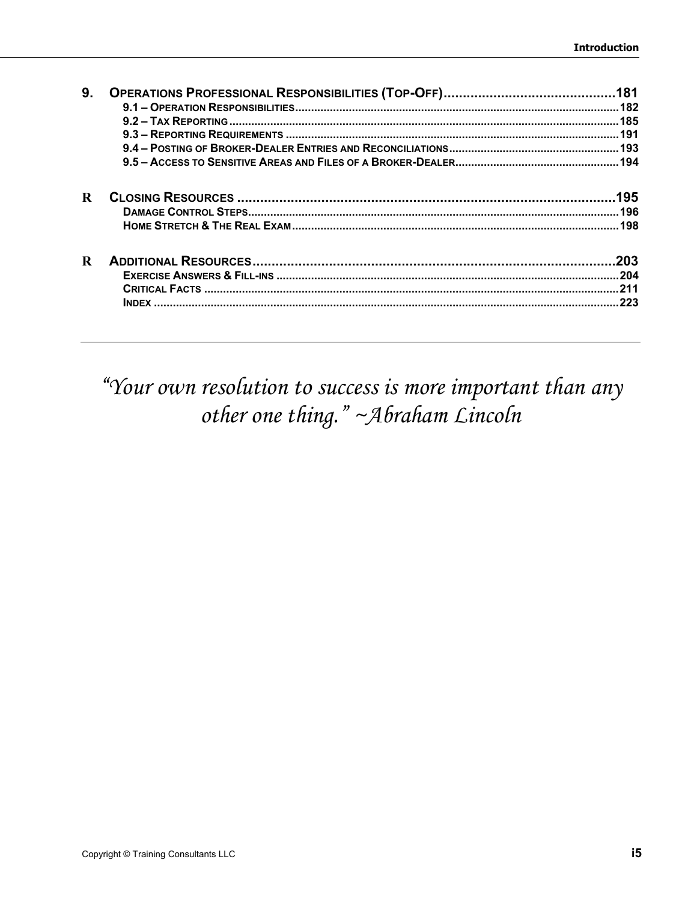**9. OPERATIONS PROFESSIONAL RESPONSIBILITIES (TOP-OFF) ............................................181**

- 9.1 – OPERATION RESPONSIBILITIES ............................................................................................182
- 9.2 – TAX REPORTING ........................................................................................................................185
- 9.3 – REPORTING REQUIREMENTS ....................................................................................................191
- 9.4 – POSTING OF BROKER-DEALER ENTRIES AND RECONCILIATIONS ..............................................193
- 9.5 – ACCESS TO SENSITIVE AREAS AND FILES OF A BROKER-DEALER ...............................................194

**R CLOSING RESOURCES ..........................................................................................................195**

- DAMAGE CONTROL STEPS ...............................................................................................................196
- HOME STRETCH & THE REAL EXAM ................................................................................................198

**R ADDITIONAL RESOURCES ....................................................................................................203**

- EXERCISE ANSWERS & FILL-INS .......................................................................................................204
- CRITICAL FACTS ..............................................................................................................................211
- INDEX ...............................................................................................................................................223

---

*"Your own resolution to success is more important than any other one thing." ~Abraham Lincoln*